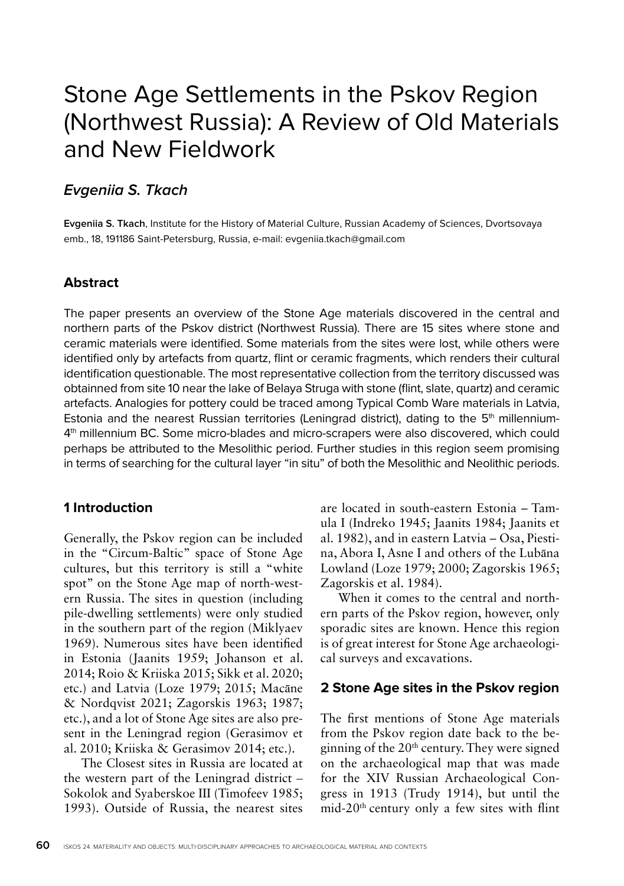# Stone Age Settlements in the Pskov Region (Northwest Russia): A Review of Old Materials and New Fieldwork

## *Evgeniia S. Tkach*

**Evgeniia S. Tkach**, Institute for the History of Material Culture, Russian Academy of Sciences, Dvortsovaya emb., 18, 191186 Saint-Petersburg, Russia, e-mail: evgeniia.tkach@gmail.com

### Abstract

The paper presents an overview of the Stone Age materials discovered in the central and northern parts of the Pskov district (Northwest Russia). There are 15 sites where stone and ceramic materials were identified. Some materials from the sites were lost, while others were identified only by artefacts from quartz, flint or ceramic fragments, which renders their cultural identification questionable. The most representative collection from the territory discussed was obtainned from site 10 near the lake of Belaya Struga with stone (flint, slate, quartz) and ceramic artefacts. Analogies for pottery could be traced among Typical Comb Ware materials in Latvia, Estonia and the nearest Russian territories (Leningrad district), dating to the 5th millennium-4th millennium BC. Some micro-blades and micro-scrapers were also discovered, which could perhaps be attributed to the Mesolithic period. Further studies in this region seem promising in terms of searching for the cultural layer "in situ" of both the Mesolithic and Neolithic periods.

### 1 Introduction

Generally, the Pskov region can be included in the "Circum-Baltic" space of Stone Age cultures, but this territory is still a "white spot" on the Stone Age map of north-western Russia. The sites in question (including pile-dwelling settlements) were only studied in the southern part of the region (Miklyaev 1969). Numerous sites have been identified in Estonia (Jaanits 1959; Johanson et al. 2014; Roio & Kriiska 2015; Sikk et al. 2020; etc.) and Latvia (Loze 1979; 2015; Macāne & Nordqvist 2021; Zagorskis 1963; 1987; etc.), and a lot of Stone Age sites are also present in the Leningrad region (Gerasimov et al. 2010; Kriiska & Gerasimov 2014; etc.).

The Closest sites in Russia are located at the western part of the Leningrad district – Sokolok and Syaberskoe III (Timofeev 1985; 1993). Outside of Russia, the nearest sites are located in south-eastern Estonia – Tamula I (Indreko 1945; Jaanits 1984; Jaanits et al. 1982), and in eastern Latvia – Osa, Piestina, Abora I, Asne I and others of the Lubāna Lowland (Loze 1979; 2000; Zagorskis 1965; Zagorskis et al. 1984).

When it comes to the central and northern parts of the Pskov region, however, only sporadic sites are known. Hence this region is of great interest for Stone Age archaeological surveys and excavations.

### 2 Stone Age sites in the Pskov region

The first mentions of Stone Age materials from the Pskov region date back to the beginning of the 20th century. They were signed on the archaeological map that was made for the XIV Russian Archaeological Congress in 1913 (Trudy 1914), but until the mid-20th century only a few sites with flint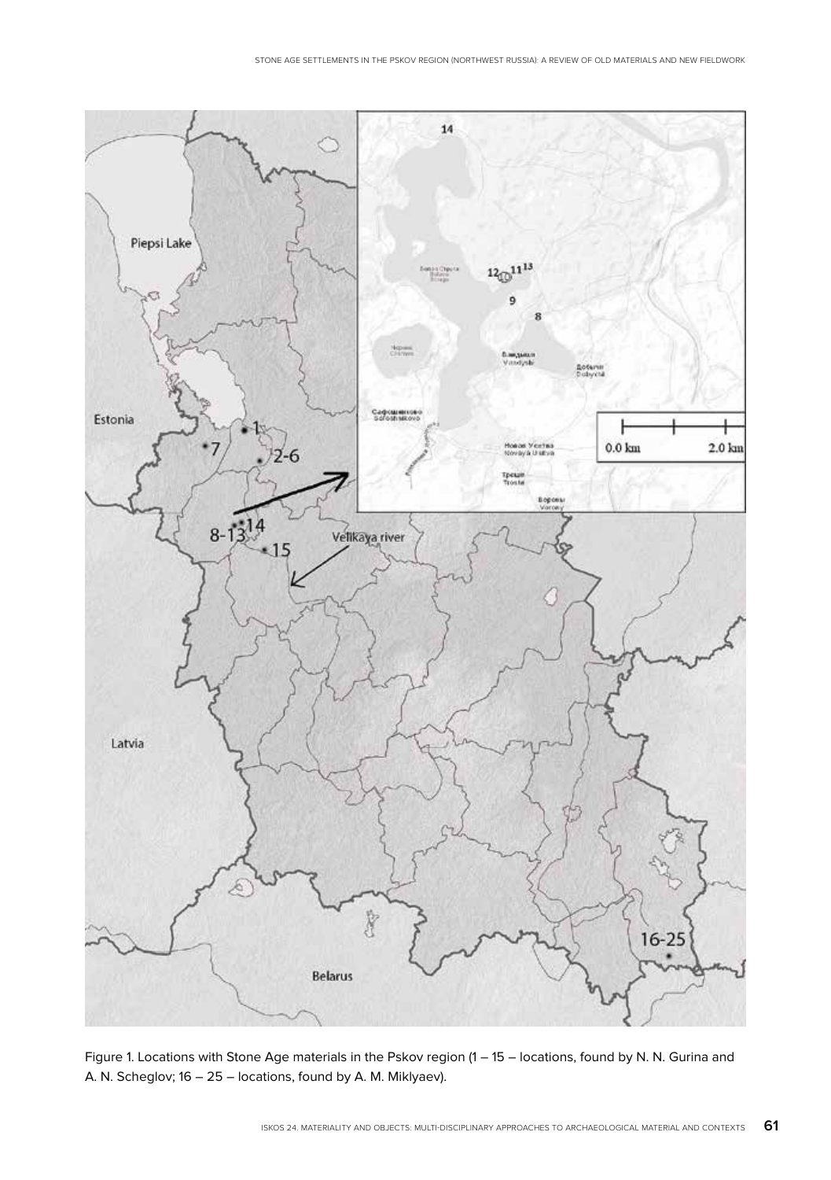Figure 1. Locations with Stone Age materials in the Pskov region (1 – 15 – locations, found by N. N. Gurina and A. N. Scheglov; 16 – 25 – locations, found by A. M. Miklyaev).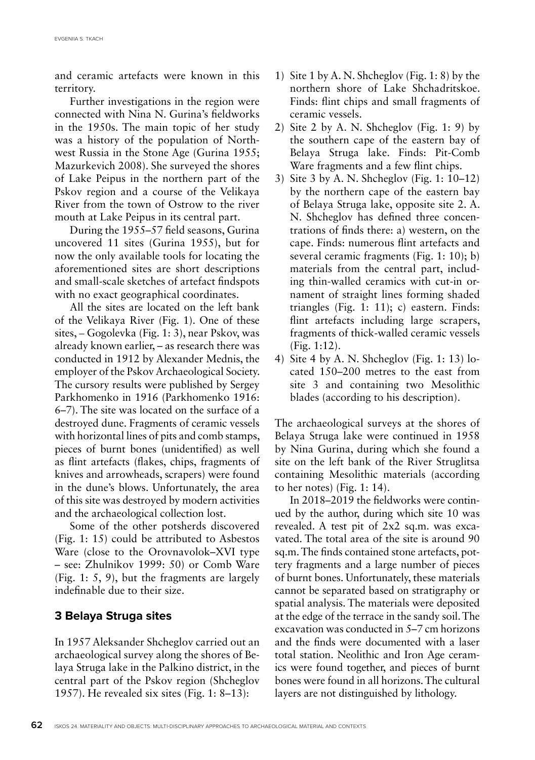and ceramic artefacts were known in this territory.

Further investigations in the region were connected with Nina N. Gurina's fieldworks in the 1950s. The main topic of her study was a history of the population of Northwest Russia in the Stone Age (Gurina 1955; Mazurkevich 2008). She surveyed the shores of Lake Peipus in the northern part of the Pskov region and a course of the Velikaya River from the town of Ostrow to the river mouth at Lake Peipus in its central part.

During the 1955–57 field seasons, Gurina uncovered 11 sites (Gurina 1955), but for now the only available tools for locating the aforementioned sites are short descriptions and small-scale sketches of artefact findspots with no exact geographical coordinates.

All the sites are located on the left bank of the Velikaya River (Fig. 1). One of these sites, – Gogolevka (Fig. 1: 3), near Pskov, was already known earlier, – as research there was conducted in 1912 by Alexander Mednis, the employer of the Pskov Archaeological Society. The cursory results were published by Sergey Parkhomenko in 1916 (Parkhomenko 1916: 6–7). The site was located on the surface of a destroyed dune. Fragments of ceramic vessels with horizontal lines of pits and comb stamps, pieces of burnt bones (unidentified) as well as flint artefacts (flakes, chips, fragments of knives and arrowheads, scrapers) were found in the dune's blows. Unfortunately, the area of this site was destroyed by modern activities and the archaeological collection lost.

Some of the other potsherds discovered (Fig. 1: 15) could be attributed to Asbestos Ware (close to the Orovnavolok–XVI type – see: Zhulnikov 1999: 50) or Comb Ware (Fig. 1: 5, 9), but the fragments are largely indefinable due to their size.

## 3 Belaya Struga sites

In 1957 Aleksander Shcheglov carried out an archaeological survey along the shores of Belaya Struga lake in the Palkino district, in the central part of the Pskov region (Shcheglov 1957). He revealed six sites (Fig. 1: 8–13):

1) Site 1 by A. N. Shcheglov (Fig. 1: 8) by the northern shore of Lake Shchadritskoe. Finds: flint chips and small fragments of ceramic vessels.
2) Site 2 by A. N. Shcheglov (Fig. 1: 9) by the southern cape of the eastern bay of Belaya Struga lake. Finds: Pit-Comb Ware fragments and a few flint chips.
3) Site 3 by A. N. Shcheglov (Fig. 1: 10–12) by the northern cape of the eastern bay of Belaya Struga lake, opposite site 2. A. N. Shcheglov has defined three concentrations of finds there: a) western, on the cape. Finds: numerous flint artefacts and several ceramic fragments (Fig. 1: 10); b) materials from the central part, including thin-walled ceramics with cut-in ornament of straight lines forming shaded triangles (Fig. 1: 11); c) eastern. Finds: flint artefacts including large scrapers, fragments of thick-walled ceramic vessels (Fig. 1:12).
4) Site 4 by A. N. Shcheglov (Fig. 1: 13) located 150–200 metres to the east from site 3 and containing two Mesolithic blades (according to his description).

The archaeological surveys at the shores of Belaya Struga lake were continued in 1958 by Nina Gurina, during which she found a site on the left bank of the River Struglitsa containing Mesolithic materials (according to her notes) (Fig. 1: 14).

In 2018–2019 the fieldworks were continued by the author, during which site 10 was revealed. A test pit of 2x2 sq.m. was excavated. The total area of the site is around 90 sq.m. The finds contained stone artefacts, pottery fragments and a large number of pieces of burnt bones. Unfortunately, these materials cannot be separated based on stratigraphy or spatial analysis. The materials were deposited at the edge of the terrace in the sandy soil. The excavation was conducted in 5–7 cm horizons and the finds were documented with a laser total station. Neolithic and Iron Age ceramics were found together, and pieces of burnt bones were found in all horizons. The cultural layers are not distinguished by lithology.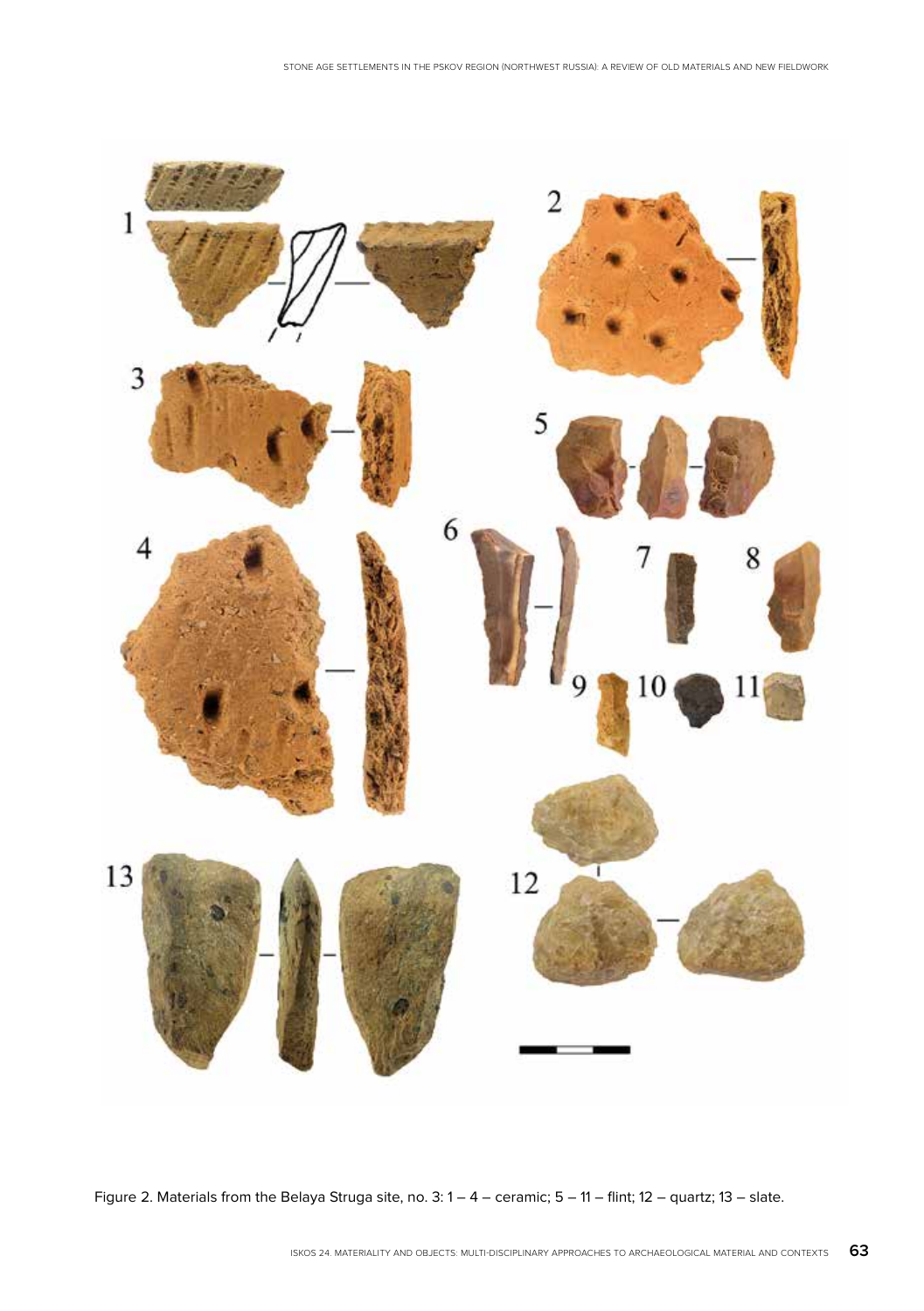Figure 2. Materials from the Belaya Struga site, no. 3: 1 – 4 – ceramic; 5 – 11 – flint; 12 – quartz; 13 – slate.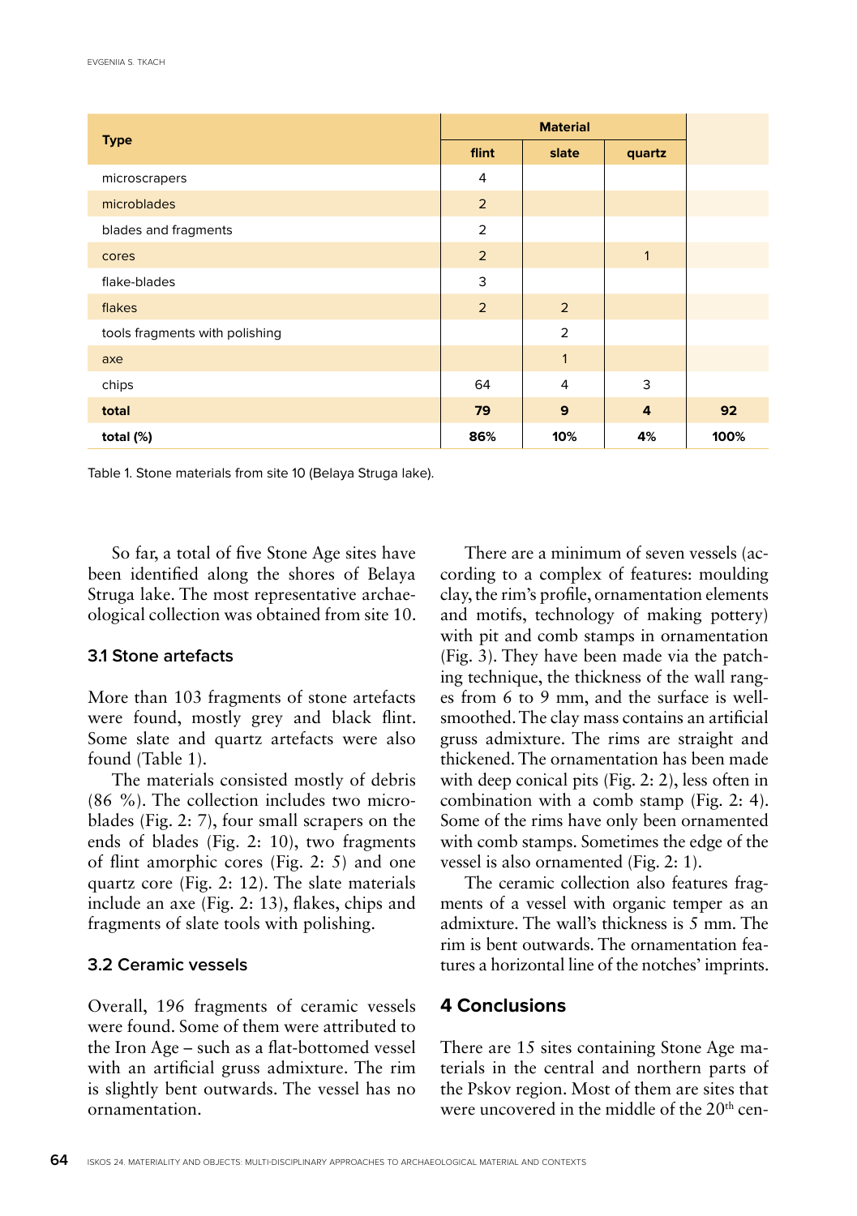| Type | Material | | | |
|---|---|---|---|---|
| | flint | slate | quartz | |
| microscrapers | 4 | | | |
| microblades | 2 | | | |
| blades and fragments | 2 | | | |
| cores | 2 | | 1 | |
| flake-blades | 3 | | | |
| flakes | 2 | 2 | | |
| tools fragments with polishing | | 2 | | |
| axe | | 1 | | |
| chips | 64 | 4 | 3 | |
| **total** | **79** | **9** | **4** | **92** |
| **total (%)** | **86%** | **10%** | **4%** | **100%** |

Table 1. Stone materials from site 10 (Belaya Struga lake).

So far, a total of five Stone Age sites have been identified along the shores of Belaya Struga lake. The most representative archaeological collection was obtained from site 10.

### 3.1 Stone artefacts

More than 103 fragments of stone artefacts were found, mostly grey and black flint. Some slate and quartz artefacts were also found (Table 1).

The materials consisted mostly of debris (86 %). The collection includes two microblades (Fig. 2: 7), four small scrapers on the ends of blades (Fig. 2: 10), two fragments of flint amorphic cores (Fig. 2: 5) and one quartz core (Fig. 2: 12). The slate materials include an axe (Fig. 2: 13), flakes, chips and fragments of slate tools with polishing.

### 3.2 Ceramic vessels

Overall, 196 fragments of ceramic vessels were found. Some of them were attributed to the Iron Age – such as a flat-bottomed vessel with an artificial gruss admixture. The rim is slightly bent outwards. The vessel has no ornamentation.

There are a minimum of seven vessels (according to a complex of features: moulding clay, the rim's profile, ornamentation elements and motifs, technology of making pottery) with pit and comb stamps in ornamentation (Fig. 3). They have been made via the patching technique, the thickness of the wall ranges from 6 to 9 mm, and the surface is well-smoothed. The clay mass contains an artificial gruss admixture. The rims are straight and thickened. The ornamentation has been made with deep conical pits (Fig. 2: 2), less often in combination with a comb stamp (Fig. 2: 4). Some of the rims have only been ornamented with comb stamps. Sometimes the edge of the vessel is also ornamented (Fig. 2: 1).

The ceramic collection also features fragments of a vessel with organic temper as an admixture. The wall's thickness is 5 mm. The rim is bent outwards. The ornamentation features a horizontal line of the notches' imprints.

## 4 Conclusions

There are 15 sites containing Stone Age materials in the central and northern parts of the Pskov region. Most of them are sites that were uncovered in the middle of the 20$^{th}$ cen-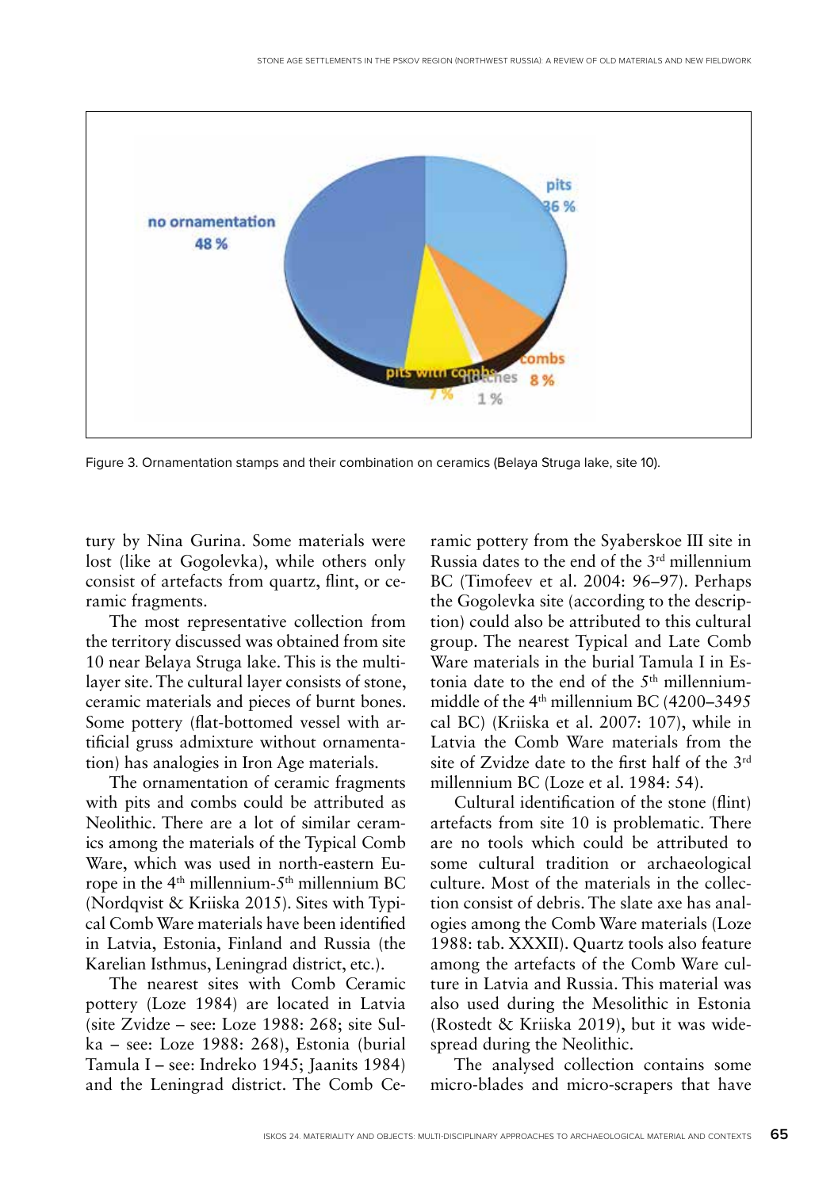Figure 3. Ornamentation stamps and their combination on ceramics (Belaya Struga lake, site 10).

tury by Nina Gurina. Some materials were lost (like at Gogolevka), while others only consist of artefacts from quartz, flint, or ceramic fragments.

The most representative collection from the territory discussed was obtained from site 10 near Belaya Struga lake. This is the multilayer site. The cultural layer consists of stone, ceramic materials and pieces of burnt bones. Some pottery (flat-bottomed vessel with artificial gruss admixture without ornamentation) has analogies in Iron Age materials.

The ornamentation of ceramic fragments with pits and combs could be attributed as Neolithic. There are a lot of similar ceramics among the materials of the Typical Comb Ware, which was used in north-eastern Europe in the 4th millennium-5th millennium BC (Nordqvist & Kriiska 2015). Sites with Typical Comb Ware materials have been identified in Latvia, Estonia, Finland and Russia (the Karelian Isthmus, Leningrad district, etc.).

The nearest sites with Comb Ceramic pottery (Loze 1984) are located in Latvia (site Zvidze – see: Loze 1988: 268; site Sulka – see: Loze 1988: 268), Estonia (burial Tamula I – see: Indreko 1945; Jaanits 1984) and the Leningrad district. The Comb Ceramic pottery from the Syaberskoe III site in Russia dates to the end of the 3rd millennium BC (Timofeev et al. 2004: 96–97). Perhaps the Gogolevka site (according to the description) could also be attributed to this cultural group. The nearest Typical and Late Comb Ware materials in the burial Tamula I in Estonia date to the end of the 5th millennium-middle of the 4th millennium BC (4200–3495 cal BC) (Kriiska et al. 2007: 107), while in Latvia the Comb Ware materials from the site of Zvidze date to the first half of the 3rd millennium BC (Loze et al. 1984: 54).

Cultural identification of the stone (flint) artefacts from site 10 is problematic. There are no tools which could be attributed to some cultural tradition or archaeological culture. Most of the materials in the collection consist of debris. The slate axe has analogies among the Comb Ware materials (Loze 1988: tab. XXXII). Quartz tools also feature among the artefacts of the Comb Ware culture in Latvia and Russia. This material was also used during the Mesolithic in Estonia (Rostedt & Kriiska 2019), but it was widespread during the Neolithic.

The analysed collection contains some micro-blades and micro-scrapers that have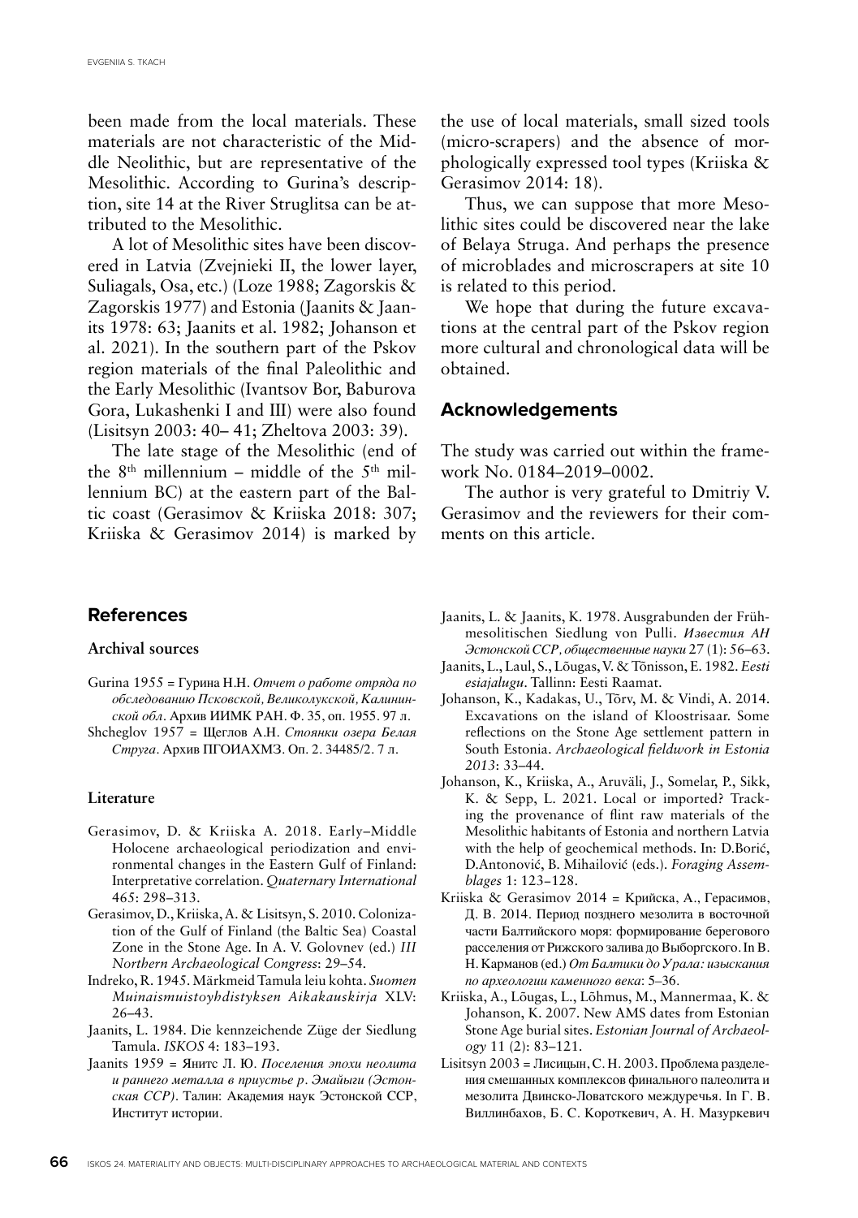been made from the local materials. These materials are not characteristic of the Middle Neolithic, but are representative of the Mesolithic. According to Gurina's description, site 14 at the River Struglitsa can be attributed to the Mesolithic.

A lot of Mesolithic sites have been discovered in Latvia (Zvejnieki II, the lower layer, Suliagals, Osa, etc.) (Loze 1988; Zagorskis & Zagorskis 1977) and Estonia (Jaanits & Jaanits 1978: 63; Jaanits et al. 1982; Johanson et al. 2021). In the southern part of the Pskov region materials of the final Paleolithic and the Early Mesolithic (Ivantsov Bor, Baburova Gora, Lukashenki I and III) were also found (Lisitsyn 2003: 40– 41; Zheltova 2003: 39).

The late stage of the Mesolithic (end of the 8th millennium – middle of the 5th millennium BC) at the eastern part of the Baltic coast (Gerasimov & Kriiska 2018: 307; Kriiska & Gerasimov 2014) is marked by the use of local materials, small sized tools (micro-scrapers) and the absence of morphologically expressed tool types (Kriiska & Gerasimov 2014: 18).

Thus, we can suppose that more Mesolithic sites could be discovered near the lake of Belaya Struga. And perhaps the presence of microblades and microscrapers at site 10 is related to this period.

We hope that during the future excavations at the central part of the Pskov region more cultural and chronological data will be obtained.

## Acknowledgements

The study was carried out within the framework No. 0184–2019–0002.

The author is very grateful to Dmitriy V. Gerasimov and the reviewers for their comments on this article.

## References

### Archival sources

Gurina 1955 = Гурина Н.Н. *Отчет о работе отряда по обследованию Псковской, Великолукской, Калининской обл*. Архив ИИМК РАН. Ф. 35, оп. 1955. 97 л.

Shcheglov 1957 = Щеглов А.Н. *Стоянки озера Белая Струга*. Архив ПГОИАХМЗ. Оп. 2. 34485/2. 7 л.

### Literature

Gerasimov, D. & Kriiska A. 2018. Early–Middle Holocene archaeological periodization and environmental changes in the Eastern Gulf of Finland: Interpretative correlation. *Quaternary International* 465: 298–313.

Gerasimov, D., Kriiska, A. & Lisitsyn, S. 2010. Colonization of the Gulf of Finland (the Baltic Sea) Coastal Zone in the Stone Age. In A. V. Golovnev (ed.) *III Northern Archaeological Congress*: 29–54.

Indreko, R. 1945. Märkmeid Tamula leiu kohta. *Suomen Muinaismuistoyhdistyksen Aikakauskirja* XLV: 26–43.

Jaanits, L. 1984. Die kennzeichende Züge der Siedlung Tamula. *ISKOS* 4: 183–193.

Jaanits 1959 = Янитс Л. Ю. *Поселения эпохи неолита и раннего металла в приустье р. Эмайыги (Эстонская ССР)*. Талин: Академия наук Эстонской ССР, Институт истории.

Jaanits, L. & Jaanits, K. 1978. Ausgrabunden der Frühmesolitischen Siedlung von Pulli. *Известия АН Эстонской ССР, общественные науки* 27 (1): 56–63.

Jaanits, L., Laul, S., Lõugas, V. & Tõnisson, E. 1982. *Eesti esiajalugu*. Tallinn: Eesti Raamat.

Johanson, K., Kadakas, U., Tõrv, M. & Vindi, A. 2014. Excavations on the island of Kloostrisaar. Some reflections on the Stone Age settlement pattern in South Estonia. *Archaeological fieldwork in Estonia 2013*: 33–44.

Johanson, K., Kriiska, A., Aruväli, J., Somelar, P., Sikk, K. & Sepp, L. 2021. Local or imported? Tracking the provenance of flint raw materials of the Mesolithic habitants of Estonia and northern Latvia with the help of geochemical methods. In: D.Borić, D.Antonović, B. Mihailović (eds.). *Foraging Assemblages* 1: 123–128.

Kriiska & Gerasimov 2014 = Крийска, А., Герасимов, Д. В. 2014. Период позднего мезолита в восточной части Балтийского моря: формирование берегового расселения от Рижского залива до Выборгского. In В. Н. Карманов (ed.) *От Балтики до Урала: изыскания по археологии каменного века*: 5–36.

Kriiska, A., Lõugas, L., Lõhmus, M., Mannermaa, K. & Johanson, K. 2007. New AMS dates from Estonian Stone Age burial sites. *Estonian Journal of Archaeology* 11 (2): 83–121.

Lisitsyn 2003 = Лисицын, С. Н. 2003. Проблема разделения смешанных комплексов финального палеолита и мезолита Двинско-Ловатского междуречья. In Г. В. Виллинбахов, Б. С. Короткевич, А. Н. Мазуркевич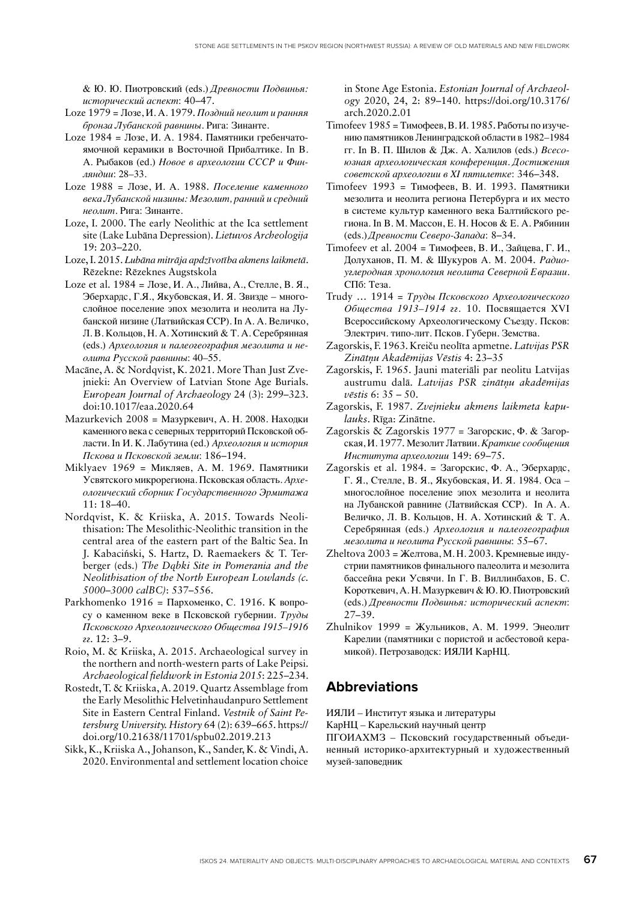& Ю. Ю. Пиотровский (eds.) *Древности Подвинья: исторический аспект*: 40–47.

Loze 1979 = Лозе, И. А. 1979. *Поздний неолит и ранняя бронза Лубанской равнины*. Рига: Зинанте.

Loze 1984 = Лозе, И. А. 1984. Памятники гребенчато-ямочной керамики в Восточной Прибалтике. In В. А. Рыбаков (ed.) *Новое в археологии СССР и Финляндии*: 28–33.

Loze 1988 = Лозе, И. А. 1988. *Поселение каменного века Лубанской низины: Мезолит, ранний и средний неолит*. Рига: Зинанте.

Loze, I. 2000. The early Neolithic at the Ica settlement site (Lake Lubāna Depression). *Lietuvos Archeologija* 19: 203–220.

Loze, I. 2015. *Lubāna mitrāja apdzīvotība akmens laikmetā*. Rēzekne: Rēzeknes Augstskola

Loze et al. 1984 = Лозе, И. А., Лийва, А., Стелле, В. Я., Эберхардс, Г.Я., Якубовская, И. Я. Звидзе – многослойное поселение эпох мезолита и неолита на Лубанской низине (Латвийская ССР). In А. А. Величко, Л. В. Кольцов, Н. А. Хотинский & Т. А. Серебрянная (eds.) *Археология и палеогеография мезолита и неолита Русской равнины*: 40–55.

Macāne, A. & Nordqvist, K. 2021. More Than Just Zvejnieki: An Overview of Latvian Stone Age Burials. *European Journal of Archaeology* 24 (3): 299–323. doi:10.1017/eaa.2020.64

Mazurkevich 2008 = Мазуркевич, А. Н. 2008. Находки каменного века с северных территорий Псковской области. In И. К. Лабутина (ed.) *Археология и история Пскова и Псковской земли*: 186–194.

Miklyaev 1969 = Микляев, А. М. 1969. Памятники Усвятского микрорегиона. Псковская область. *Археологический сборник Государственного Эрмитажа* 11: 18–40.

Nordqvist, K. & Kriiska, A. 2015. Towards Neolithisation: The Mesolithic-Neolithic transition in the central area of the eastern part of the Baltic Sea. In J. Kabaciński, S. Hartz, D. Raemaekers & T. Terberger (eds.) *The Dąbki Site in Pomerania and the Neolithisation of the North European Lowlands (c. 5000–3000 calBC)*: 537–556.

Parkhomenko 1916 = Пархоменко, С. 1916. К вопросу о каменном веке в Псковской губернии. *Труды Псковского Археологического Общества 1915–1916 гг.* 12: 3–9.

Roio, M. & Kriiska, A. 2015. Archaeological survey in the northern and north-western parts of Lake Peipsi. *Archaeological fieldwork in Estonia 2015*: 225–234.

Rostedt, T. & Kriiska, A. 2019. Quartz Assemblage from the Early Mesolithic Helvetinhaudanpuro Settlement Site in Eastern Central Finland. *Vestnik of Saint Petersburg University. History* 64 (2): 639–665. https://doi.org/10.21638/11701/spbu02.2019.213

Sikk, K., Kriiska A., Johanson, K., Sander, K. & Vindi, A. 2020. Environmental and settlement location choice in Stone Age Estonia. *Estonian Journal of Archaeology* 2020, 24, 2: 89–140. https://doi.org/10.3176/arch.2020.2.01

Timofeev 1985 = Тимофеев, В. И. 1985. Работы по изучению памятников Ленинградской области в 1982–1984 гг. In В. П. Шилов & Дж. А. Халилов (eds.) *Всесоюзная археологическая конференция. Достижения советской археологии в XI пятилетке*: 346–348.

Timofeev 1993 = Тимофеев, В. И. 1993. Памятники мезолита и неолита региона Петербурга и их место в системе культур каменного века Балтийского региона. In В. М. Массон, Е. Н. Носов & Е. А. Рябинин (eds.) *Древности Северо-Запада*: 8–34.

Timofeev et al. 2004 = Тимофеев, В. И., Зайцева, Г. И., Долуханов, П. М. & Шукуров А. М. 2004. *Радиоуглеродная хронология неолита Северной Евразии*. СПб: Теза.

Trudy … 1914 = *Труды Псковского Археологического Общества 1913–1914 гг*. 10. Посвящается XVI Всероссийскому Археологическому Съезду. Псков: Электрич. типо-лит. Псков. Губерн. Земства.

Zagorskis, F. 1963. Kreiču neolīta apmetne. *Latvijas PSR Zinātņu Akadēmijas Vēstis* 4: 23–35

Zagorskis, F. 1965. Jauni materiāli par neolitu Latvijas austrumu dalā. *Latvijas PSR zinātņu akadēmijas vēstis* 6: 35 – 50.

Zagorskis, F. 1987. *Zvejnieku akmens laikmeta kapulauks*. Rīga: Zinātne.

Zagorskis & Zagorskis 1977 = Загорскис, Ф. & Загорская, И. 1977. Мезолит Латвии. *Краткие сообщения Института археологии* 149: 69–75.

Zagorskis et al. 1984. = Загорскис, Ф. А., Эберхардс, Г. Я., Стелле, В. Я., Якубовская, И. Я. 1984. Оса – многослойное поселение эпох мезолита и неолита на Лубанской равнине (Латвийская ССР). In А. А. Величко, Л. В. Кольцов, Н. А. Хотинский & Т. А. Серебрянная (eds.) *Археология и палеогеография мезолита и неолита Русской равнины*: 55–67.

Zheltova 2003 = Желтова, М. Н. 2003. Кремневые индустрии памятников финального палеолита и мезолита бассейна реки Усвячи. In Г. В. Виллинбахов, Б. С. Короткевич, А. Н. Мазуркевич & Ю. Ю. Пиотровский (eds.) *Древности Подвинья: исторический аспект*: 27–39.

Zhulnikov 1999 = Жульников, А. М. 1999. Энеолит Карелии (памятники с пористой и асбестовой керамикой). Петрозаводск: ИЯЛИ КарНЦ.

## Abbreviations

ИЯЛИ – Институт языка и литературы

КарНЦ – Карельский научный центр

ПГОИАХМЗ – Псковский государственный объединенный историко-архитектурный и художественный музей-заповедник